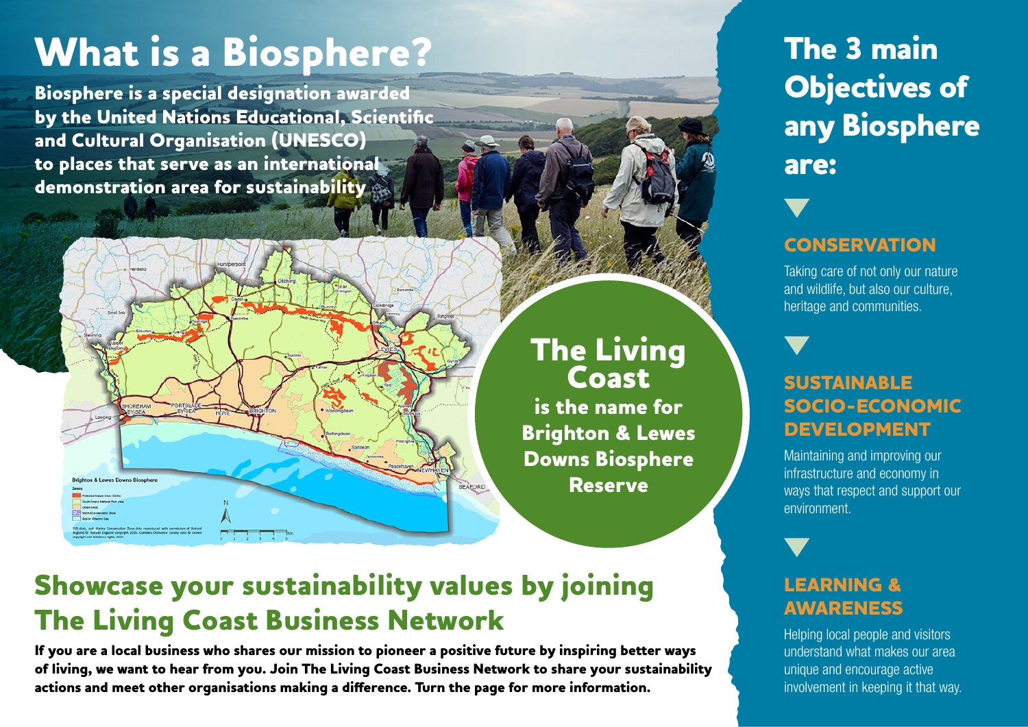# What is a Biosphere?

**Biosphere is a special designation awarded by the United Nations Educational, Scientific and Cultural Organisation (UNESCO) to places that serve as an international demonstration area for sustainability**

**The Living Coast** is the name for Brighton & Lewes Downs Biosphere Reserve

## Showcase your sustainability values by joining The Living Coast Business Network

**If you are a local business who shares our mission to pioneer a positive future by inspiring better ways of living, we want to hear from you. Join The Living Coast Business Network to share your sustainability actions and meet other organisations making a difference. Turn the page for more information.**

## The 3 main Objectives of any Biosphere are:

### CONSERVATION

Taking care of not only our nature and wildlife, but also our culture, heritage and communities.

### SUSTAINABLE SOCIO-ECONOMIC DEVELOPMENT

Maintaining and improving our infrastructure and economy in ways that respect and support our environment.

### LEARNING & AWARENESS

Helping local people and visitors understand what makes our area unique and encourage active involvement in keeping it that way.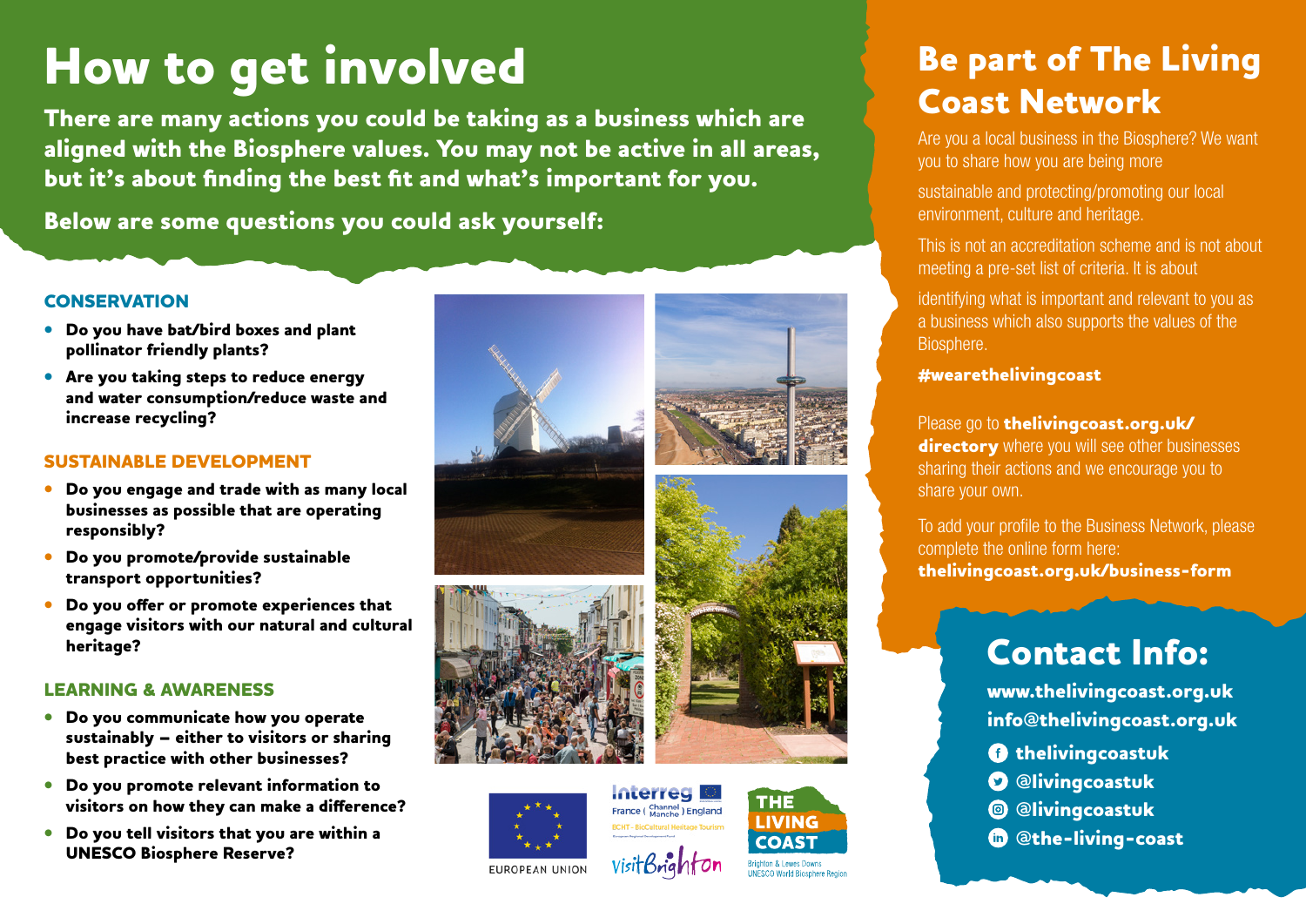# How to get involved

**There are many actions you could be taking as a business which are aligned with the Biosphere values. You may not be active in all areas, but it's about finding the best fit and what's important for you.**

**Below are some questions you could ask yourself:**

### CONSERVATION

- **Do you have bat/bird boxes and plant pollinator friendly plants?**
- **Are you taking steps to reduce energy and water consumption/reduce waste and increase recycling?**

### SUSTAINABLE DEVELOPMENT

- **Do you engage and trade with as many local businesses as possible that are operating responsibly?**
- **Do you promote/provide sustainable transport opportunities?**
- **Do you offer or promote experiences that engage visitors with our natural and cultural heritage?**

### LEARNING & AWARENESS

- **Do you communicate how you operate sustainably – either to visitors or sharing best practice with other businesses?**
- **Do you promote relevant information to visitors on how they can make a difference?**
- **Do you tell visitors that you are within a UNESCO Biosphere Reserve?**

EUROPEAN UNION

Interreg France ( Channel Manche ) England

ECHT - BioCultural Heritage Tourism

VisitBrighton

THE LIVING COAST

Brighton & Lewes Downs UNESCO World Biosphere Region

## Be part of The Living Coast Network

Are you a local business in the Biosphere? We want you to share how you are being more sustainable and protecting/promoting our local environment, culture and heritage.

This is not an accreditation scheme and is not about meeting a pre-set list of criteria. It is about identifying what is important and relevant to you as a business which also supports the values of the Biosphere.

**#wearethelivingcoast**

Please go to **thelivingcoast.org.uk/directory** where you will see other businesses sharing their actions and we encourage you to share your own.

To add your profile to the Business Network, please complete the online form here: **thelivingcoast.org.uk/business-form**

## Contact Info:

**www.thelivingcoast.org.uk**

**info@thelivingcoast.org.uk**

- **thelivingcoastuk**
- **@livingcoastuk**
- **@livingcoastuk**
- **@the-living-coast**